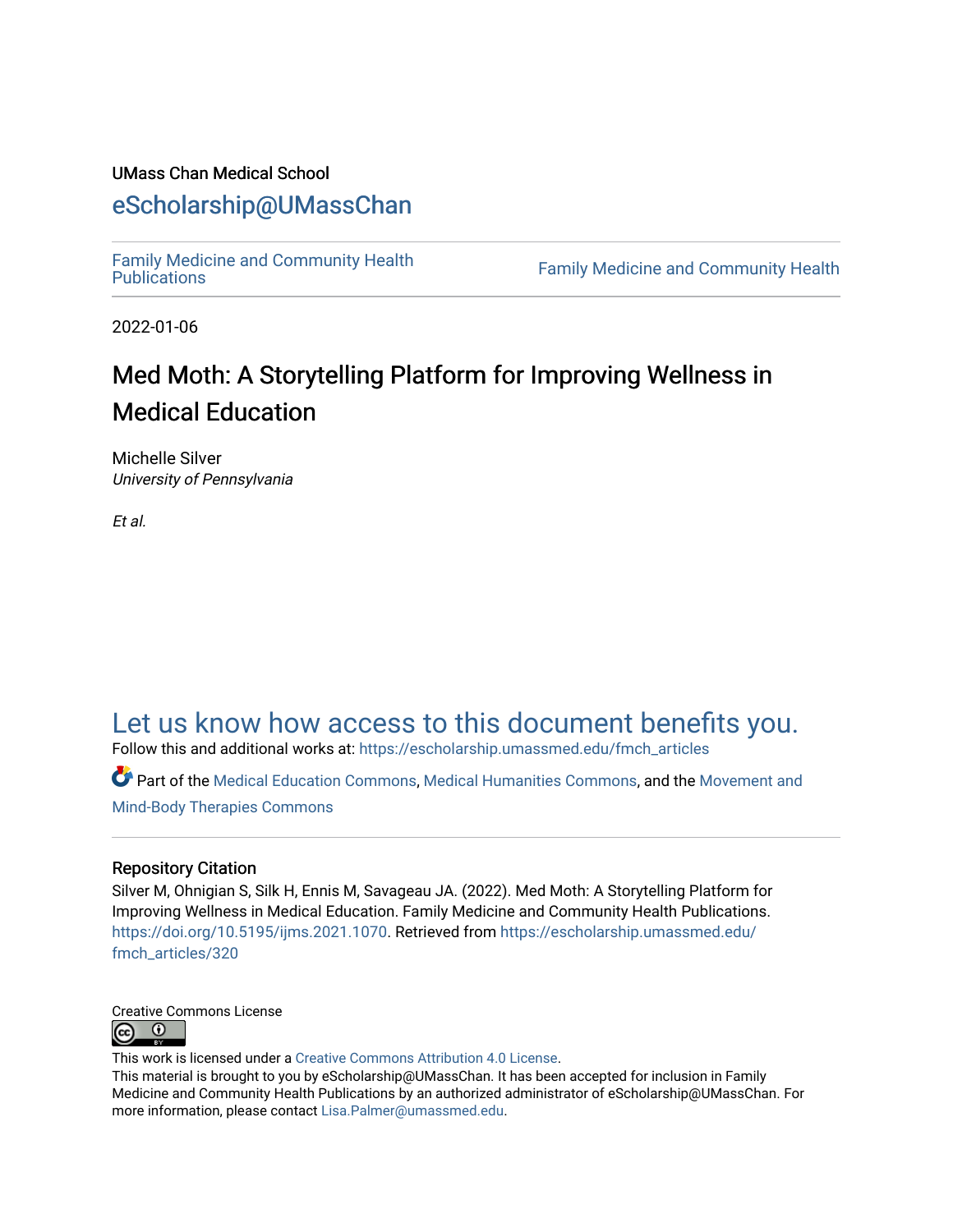UMass Chan Medical School

eScholarship@UMassChan

Family Medicine and Community Health Publications | Family Medicine and Community Health

2022-01-06

# Med Moth: A Storytelling Platform for Improving Wellness in Medical Education

Michelle Silver
*University of Pennsylvania*

*Et al.*

## Let us know how access to this document benefits you.

Follow this and additional works at: https://escholarship.umassmed.edu/fmch_articles

Part of the Medical Education Commons, Medical Humanities Commons, and the Movement and Mind-Body Therapies Commons

### Repository Citation

Silver M, Ohnigian S, Silk H, Ennis M, Savageau JA. (2022). Med Moth: A Storytelling Platform for Improving Wellness in Medical Education. Family Medicine and Community Health Publications. https://doi.org/10.5195/ijms.2021.1070. Retrieved from https://escholarship.umassmed.edu/fmch_articles/320

Creative Commons License

This work is licensed under a Creative Commons Attribution 4.0 License.
This material is brought to you by eScholarship@UMassChan. It has been accepted for inclusion in Family Medicine and Community Health Publications by an authorized administrator of eScholarship@UMassChan. For more information, please contact Lisa.Palmer@umassmed.edu.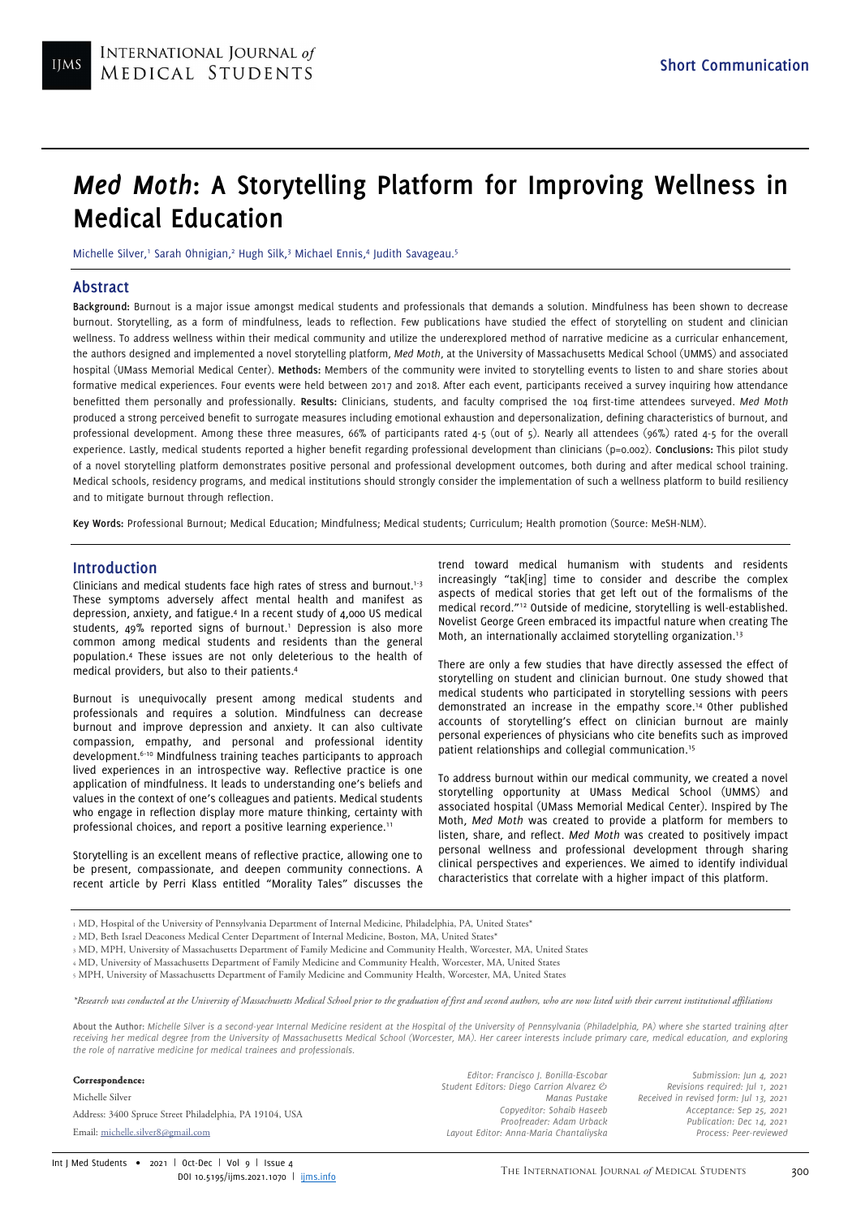# *Med Moth*: A Storytelling Platform for Improving Wellness in Medical Education

Michelle Silver,[1] Sarah Ohnigian,[2] Hugh Silk,[3] Michael Ennis,[4] Judith Savageau.[5]

## Abstract

**Background:** Burnout is a major issue amongst medical students and professionals that demands a solution. Mindfulness has been shown to decrease burnout. Storytelling, as a form of mindfulness, leads to reflection. Few publications have studied the effect of storytelling on student and clinician wellness. To address wellness within their medical community and utilize the underexplored method of narrative medicine as a curricular enhancement, the authors designed and implemented a novel storytelling platform, *Med Moth*, at the University of Massachusetts Medical School (UMMS) and associated hospital (UMass Memorial Medical Center). **Methods:** Members of the community were invited to storytelling events to listen to and share stories about formative medical experiences. Four events were held between 2017 and 2018. After each event, participants received a survey inquiring how attendance benefitted them personally and professionally. **Results:** Clinicians, students, and faculty comprised the 104 first-time attendees surveyed. *Med Moth* produced a strong perceived benefit to surrogate measures including emotional exhaustion and depersonalization, defining characteristics of burnout, and professional development. Among these three measures, 66% of participants rated 4-5 (out of 5). Nearly all attendees (96%) rated 4-5 for the overall experience. Lastly, medical students reported a higher benefit regarding professional development than clinicians ($p=0.002$). **Conclusions:** This pilot study of a novel storytelling platform demonstrates positive personal and professional development outcomes, both during and after medical school training. Medical schools, residency programs, and medical institutions should strongly consider the implementation of such a wellness platform to build resiliency and to mitigate burnout through reflection.

**Key Words:** Professional Burnout; Medical Education; Mindfulness; Medical students; Curriculum; Health promotion (Source: MeSH-NLM).

## Introduction

Clinicians and medical students face high rates of stress and burnout.[1-3] These symptoms adversely affect mental health and manifest as depression, anxiety, and fatigue.[4] In a recent study of 4,000 US medical students, 49% reported signs of burnout.[1] Depression is also more common among medical students and residents than the general population.[4] These issues are not only deleterious to the health of medical providers, but also to their patients.[4]

Burnout is unequivocally present among medical students and professionals and requires a solution. Mindfulness can decrease burnout and improve depression and anxiety. It can also cultivate compassion, empathy, and personal and professional identity development.[6-10] Mindfulness training teaches participants to approach lived experiences in an introspective way. Reflective practice is one application of mindfulness. It leads to understanding one's beliefs and values in the context of one's colleagues and patients. Medical students who engage in reflection display more mature thinking, certainty with professional choices, and report a positive learning experience.[11]

Storytelling is an excellent means of reflective practice, allowing one to be present, compassionate, and deepen community connections. A recent article by Perri Klass entitled "Morality Tales" discusses the trend toward medical humanism with students and residents increasingly "tak[ing] time to consider and describe the complex aspects of medical stories that get left out of the formalisms of the medical record."[12] Outside of medicine, storytelling is well-established. Novelist George Green embraced its impactful nature when creating The Moth, an internationally acclaimed storytelling organization.[13]

There are only a few studies that have directly assessed the effect of storytelling on student and clinician burnout. One study showed that medical students who participated in storytelling sessions with peers demonstrated an increase in the empathy score.[14] Other published accounts of storytelling's effect on clinician burnout are mainly personal experiences of physicians who cite benefits such as improved patient relationships and collegial communication.[15]

To address burnout within our medical community, we created a novel storytelling opportunity at UMass Medical School (UMMS) and associated hospital (UMass Memorial Medical Center). Inspired by The Moth, *Med Moth* was created to provide a platform for members to listen, share, and reflect. *Med Moth* was created to positively impact personal wellness and professional development through sharing clinical perspectives and experiences. We aimed to identify individual characteristics that correlate with a higher impact of this platform.

[1] MD, Hospital of the University of Pennsylvania Department of Internal Medicine, Philadelphia, PA, United States*

[2] MD, Beth Israel Deaconess Medical Center Department of Internal Medicine, Boston, MA, United States*

[3] MD, MPH, University of Massachusetts Department of Family Medicine and Community Health, Worcester, MA, United States

[4] MD, University of Massachusetts Department of Family Medicine and Community Health, Worcester, MA, United States

[5] MPH, University of Massachusetts Department of Family Medicine and Community Health, Worcester, MA, United States

*\*Research was conducted at the University of Massachusetts Medical School prior to the graduation of first and second authors, who are now listed with their current institutional affiliations*

**About the Author:** *Michelle Silver is a second-year Internal Medicine resident at the Hospital of the University of Pennsylvania (Philadelphia, PA) where she started training after receiving her medical degree from the University of Massachusetts Medical School (Worcester, MA). Her career interests include primary care, medical education, and exploring the role of narrative medicine for medical trainees and professionals.*

**Correspondence:**
Michelle Silver
Address: 3400 Spruce Street Philadelphia, PA 19104, USA
Email: michelle.silver8@gmail.com

*Editor: Francisco J. Bonilla-Escobar*
*Student Editors: Diego Carrion Alvarez & Manas Pustake*
*Copyeditor: Sohaib Haseeb*
*Proofreader: Adam Urback*
*Layout Editor: Anna-Maria Chantaliyska*

*Submission: Jun 4, 2021*
*Revisions required: Jul 1, 2021*
*Received in revised form: Jul 13, 2021*
*Acceptance: Sep 25, 2021*
*Publication: Dec 14, 2021*
*Process: Peer-reviewed*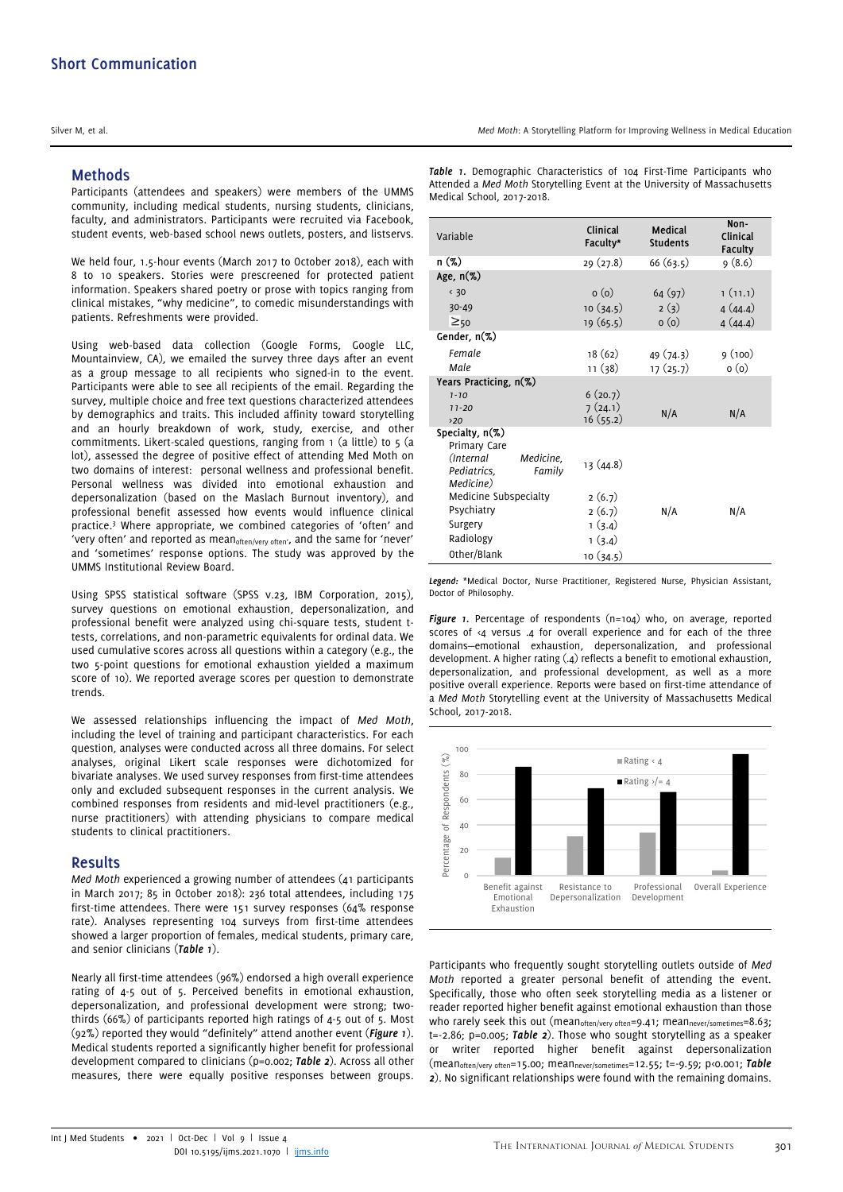## Methods

Participants (attendees and speakers) were members of the UMMS community, including medical students, nursing students, clinicians, faculty, and administrators. Participants were recruited via Facebook, student events, web-based school news outlets, posters, and listservs.

We held four, 1.5-hour events (March 2017 to October 2018), each with 8 to 10 speakers. Stories were prescreened for protected patient information. Speakers shared poetry or prose with topics ranging from clinical mistakes, "why medicine", to comedic misunderstandings with patients. Refreshments were provided.

Using web-based data collection (Google Forms, Google LLC, Mountainview, CA), we emailed the survey three days after an event as a group message to all recipients who signed-in to the event. Participants were able to see all recipients of the email. Regarding the survey, multiple choice and free text questions characterized attendees by demographics and traits. This included affinity toward storytelling and an hourly breakdown of work, study, exercise, and other commitments. Likert-scaled questions, ranging from 1 (a little) to 5 (a lot), assessed the degree of positive effect of attending Med Moth on two domains of interest: personal wellness and professional benefit. Personal wellness was divided into emotional exhaustion and depersonalization (based on the Maslach Burnout inventory), and professional benefit assessed how events would influence clinical practice.[3] Where appropriate, we combined categories of 'often' and 'very often' and reported as $mean_{often/very\ often}$, and the same for 'never' and 'sometimes' response options. The study was approved by the UMMS Institutional Review Board.

Using SPSS statistical software (SPSS v.23, IBM Corporation, 2015), survey questions on emotional exhaustion, depersonalization, and professional benefit were analyzed using chi-square tests, student t-tests, correlations, and non-parametric equivalents for ordinal data. We used cumulative scores across all questions within a category (e.g., the two 5-point questions for emotional exhaustion yielded a maximum score of 10). We reported average scores per question to demonstrate trends.

We assessed relationships influencing the impact of *Med Moth*, including the level of training and participant characteristics. For each question, analyses were conducted across all three domains. For select analyses, original Likert scale responses were dichotomized for bivariate analyses. We used survey responses from first-time attendees only and excluded subsequent responses in the current analysis. We combined responses from residents and mid-level practitioners (e.g., nurse practitioners) with attending physicians to compare medical students to clinical practitioners.

## Results

*Med Moth* experienced a growing number of attendees (41 participants in March 2017; 85 in October 2018): 236 total attendees, including 175 first-time attendees. There were 151 survey responses (64% response rate). Analyses representing 104 surveys from first-time attendees showed a larger proportion of females, medical students, primary care, and senior clinicians (***Table 1***).

Nearly all first-time attendees (96%) endorsed a high overall experience rating of 4-5 out of 5. Perceived benefits in emotional exhaustion, depersonalization, and professional development were strong; two-thirds (66%) of participants reported high ratings of 4-5 out of 5. Most (92%) reported they would "definitely" attend another event (***Figure 1***). Medical students reported a significantly higher benefit for professional development compared to clinicians (p=0.002; ***Table 2***). Across all other measures, there were equally positive responses between groups.

***Table 1.*** Demographic Characteristics of 104 First-Time Participants who Attended a *Med Moth* Storytelling Event at the University of Massachusetts Medical School, 2017-2018.

| Variable | Clinical Faculty* | Medical Students | Non-Clinical Faculty |
|---|---|---|---|
| n (%) | 29 (27.8) | 66 (63.5) | 9 (8.6) |
| **Age, n(%)** | | | |
| < 30 | 0 (0) | 64 (97) | 1 (11.1) |
| 30-49 | 10 (34.5) | 2 (3) | 4 (44.4) |
| ≥50 | 19 (65.5) | 0 (0) | 4 (44.4) |
| **Gender, n(%)** | | | |
| *Female* | 18 (62) | 49 (74.3) | 9 (100) |
| *Male* | 11 (38) | 17 (25.7) | 0 (0) |
| **Years Practicing, n(%)** | | | |
| *1-10* | 6 (20.7) | N/A | N/A |
| *11-20* | 7 (24.1) | | |
| *>20* | 16 (55.2) | | |
| **Specialty, n(%)** | | | |
| Primary Care (*Internal Medicine, Pediatrics, Family Medicine*) | 13 (44.8) | N/A | N/A |
| Medicine Subspecialty | 2 (6.7) | | |
| Psychiatry | 2 (6.7) | | |
| Surgery | 1 (3.4) | | |
| Radiology | 1 (3.4) | | |
| Other/Blank | 10 (34.5) | | |

***Legend:*** *Medical Doctor, Nurse Practitioner, Registered Nurse, Physician Assistant, Doctor of Philosophy.

***Figure 1.*** Percentage of respondents (n=104) who, on average, reported scores of <4 versus ≥4 for overall experience and for each of the three domains—emotional exhaustion, depersonalization, and professional development. A higher rating (≥4) reflects a benefit to emotional exhaustion, depersonalization, and professional development, as well as a more positive overall experience. Reports were based on first-time attendance of a *Med Moth* Storytelling event at the University of Massachusetts Medical School, 2017-2018.

Participants who frequently sought storytelling outlets outside of *Med Moth* reported a greater personal benefit of attending the event. Specifically, those who often seek storytelling media as a listener or reader reported higher benefit against emotional exhaustion than those who rarely seek this out ($mean_{often/very\ often}$=9.41; $mean_{never/sometimes}$=8.63; t=-2.86; p=0.005; ***Table 2***). Those who sought storytelling as a speaker or writer reported higher benefit against depersonalization ($mean_{often/very\ often}$=15.00; $mean_{never/sometimes}$=12.55; t=-9.59; p<0.001; ***Table 2***). No significant relationships were found with the remaining domains.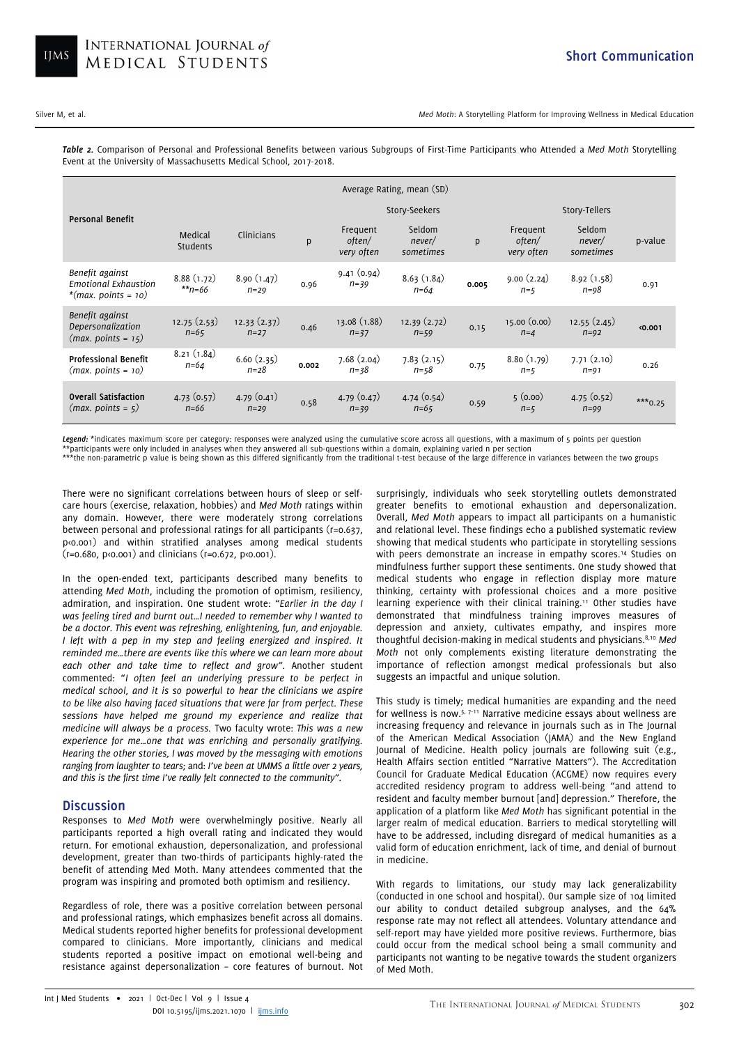***Table 2.*** Comparison of Personal and Professional Benefits between various Subgroups of First-Time Participants who Attended a *Med Moth* Storytelling Event at the University of Massachusetts Medical School, 2017-2018.

| Personal Benefit | Average Rating, mean (SD) | | | | | | | | |
|---|---|---|---|---|---|---|---|---|---|
| | | | | Story-Seekers | | | Story-Tellers | | |
| | Medical Students | Clinicians | p | Frequent *often/ very often* | Seldom *never/ sometimes* | p | Frequent *often/ very often* | Seldom *never/ sometimes* | p-value |
| *Benefit against Emotional Exhaustion \*(max. points = 10)* | 8.88 (1.72) *\*\*n=66* | 8.90 (1.47) *n=29* | 0.96 | 9.41 (0.94) *n=39* | 8.63 (1.84) *n=64* | **0.005** | 9.00 (2.24) *n=5* | 8.92 (1.58) *n=98* | 0.91 |
| *Benefit against Depersonalization (max. points = 15)* | 12.75 (2.53) *n=65* | 12.33 (2.37) *n=27* | 0.46 | 13.08 (1.88) *n=37* | 12.39 (2.72) *n=59* | 0.15 | 15.00 (0.00) *n=4* | 12.55 (2.45) *n=92* | **<0.001** |
| **Professional Benefit** *(max. points = 10)* | 8.21 (1.84) *n=64* | 6.60 (2.35) *n=28* | **0.002** | 7.68 (2.04) *n=38* | 7.83 (2.15) *n=58* | 0.75 | 8.80 (1.79) *n=5* | 7.71 (2.10) *n=91* | 0.26 |
| **Overall Satisfaction** *(max. points = 5)* | 4.73 (0.57) *n=66* | 4.79 (0.41) *n=29* | 0.58 | 4.79 (0.47) *n=39* | 4.74 (0.54) *n=65* | 0.59 | 5 (0.00) *n=5* | 4.75 (0.52) *n=99* | \*\*\*0.25 |

***Legend:*** \*indicates maximum score per category: responses were analyzed using the cumulative score across all questions, with a maximum of 5 points per question
\*\*participants were only included in analyses when they answered all sub-questions within a domain, explaining varied n per section
\*\*\*the non-parametric p value is being shown as this differed significantly from the traditional t-test because of the large difference in variances between the two groups

There were no significant correlations between hours of sleep or self-care hours (exercise, relaxation, hobbies) and *Med Moth* ratings within any domain. However, there were moderately strong correlations between personal and professional ratings for all participants (r=0.637, p<0.001) and within stratified analyses among medical students (r=0.680, p<0.001) and clinicians (r=0.672, p<0.001).

In the open-ended text, participants described many benefits to attending *Med Moth*, including the promotion of optimism, resiliency, admiration, and inspiration. One student wrote: "*Earlier in the day I was feeling tired and burnt out…I needed to remember why I wanted to be a doctor. This event was refreshing, enlightening, fun, and enjoyable. I left with a pep in my step and feeling energized and inspired. It reminded me…there are events like this where we can learn more about each other and take time to reflect and grow*". Another student commented: "*I often feel an underlying pressure to be perfect in medical school, and it is so powerful to hear the clinicians we aspire to be like also having faced situations that were far from perfect. These sessions have helped me ground my experience and realize that medicine will always be a process.* Two faculty wrote: *This was a new experience for me…one that was enriching and personally gratifying. Hearing the other stories, I was moved by the messaging with emotions ranging from laughter to tears*; and: *I've been at UMMS a little over 2 years, and this is the first time I've really felt connected to the community".*

## Discussion

Responses to *Med Moth* were overwhelmingly positive. Nearly all participants reported a high overall rating and indicated they would return. For emotional exhaustion, depersonalization, and professional development, greater than two-thirds of participants highly-rated the benefit of attending Med Moth. Many attendees commented that the program was inspiring and promoted both optimism and resiliency.

Regardless of role, there was a positive correlation between personal and professional ratings, which emphasizes benefit across all domains. Medical students reported higher benefits for professional development compared to clinicians. More importantly, clinicians and medical students reported a positive impact on emotional well-being and resistance against depersonalization – core features of burnout. Not surprisingly, individuals who seek storytelling outlets demonstrated greater benefits to emotional exhaustion and depersonalization. Overall, *Med Moth* appears to impact all participants on a humanistic and relational level. These findings echo a published systematic review showing that medical students who participate in storytelling sessions with peers demonstrate an increase in empathy scores.[14] Studies on mindfulness further support these sentiments. One study showed that medical students who engage in reflection display more mature thinking, certainty with professional choices and a more positive learning experience with their clinical training.[11] Other studies have demonstrated that mindfulness training improves measures of depression and anxiety, cultivates empathy, and inspires more thoughtful decision-making in medical students and physicians.[8,10] *Med Moth* not only complements existing literature demonstrating the importance of reflection amongst medical professionals but also suggests an impactful and unique solution.

This study is timely; medical humanities are expanding and the need for wellness is now.[5, 7-11] Narrative medicine essays about wellness are increasing frequency and relevance in journals such as in The Journal of the American Medical Association (JAMA) and the New England Journal of Medicine. Health policy journals are following suit (e.g., Health Affairs section entitled "Narrative Matters"). The Accreditation Council for Graduate Medical Education (ACGME) now requires every accredited residency program to address well-being "and attend to resident and faculty member burnout [and] depression." Therefore, the application of a platform like *Med Moth* has significant potential in the larger realm of medical education. Barriers to medical storytelling will have to be addressed, including disregard of medical humanities as a valid form of education enrichment, lack of time, and denial of burnout in medicine.

With regards to limitations, our study may lack generalizability (conducted in one school and hospital). Our sample size of 104 limited our ability to conduct detailed subgroup analyses, and the 64% response rate may not reflect all attendees. Voluntary attendance and self-report may have yielded more positive reviews. Furthermore, bias could occur from the medical school being a small community and participants not wanting to be negative towards the student organizers of Med Moth.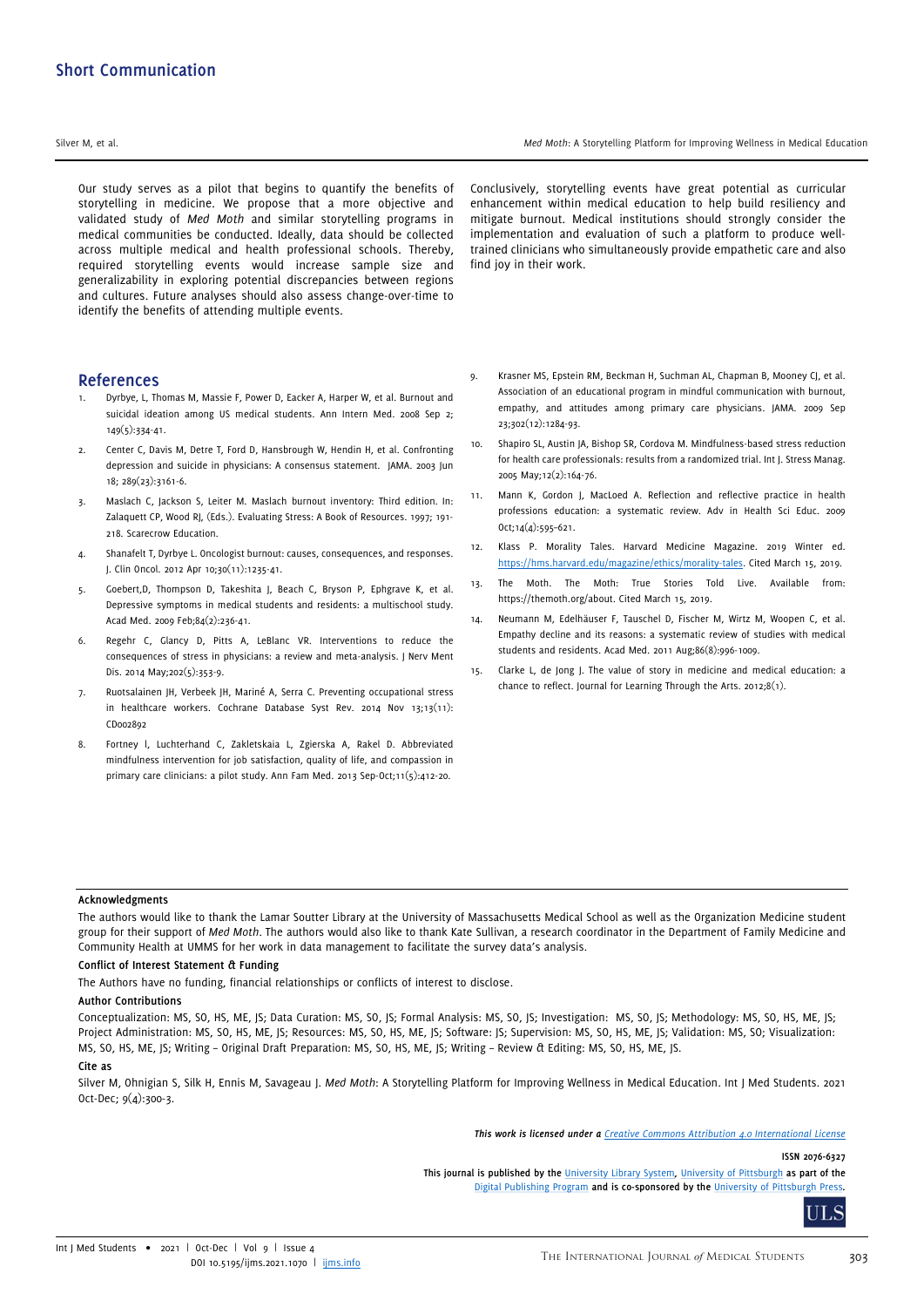Our study serves as a pilot that begins to quantify the benefits of storytelling in medicine. We propose that a more objective and validated study of *Med Moth* and similar storytelling programs in medical communities be conducted. Ideally, data should be collected across multiple medical and health professional schools. Thereby, required storytelling events would increase sample size and generalizability in exploring potential discrepancies between regions and cultures. Future analyses should also assess change-over-time to identify the benefits of attending multiple events.

Conclusively, storytelling events have great potential as curricular enhancement within medical education to help build resiliency and mitigate burnout. Medical institutions should strongly consider the implementation and evaluation of such a platform to produce well-trained clinicians who simultaneously provide empathetic care and also find joy in their work.

## References

1. Dyrbye, L, Thomas M, Massie F, Power D, Eacker A, Harper W, et al. Burnout and suicidal ideation among US medical students. Ann Intern Med. 2008 Sep 2; 149(5):334-41.
2. Center C, Davis M, Detre T, Ford D, Hansbrough W, Hendin H, et al. Confronting depression and suicide in physicians: A consensus statement. JAMA. 2003 Jun 18; 289(23):3161-6.
3. Maslach C, Jackson S, Leiter M. Maslach burnout inventory: Third edition. In: Zalaquett CP, Wood RJ, (Eds.). Evaluating Stress: A Book of Resources. 1997; 191-218. Scarecrow Education.
4. Shanafelt T, Dyrbye L. Oncologist burnout: causes, consequences, and responses. J. Clin Oncol. 2012 Apr 10;30(11):1235-41.
5. Goebert,D, Thompson D, Takeshita J, Beach C, Bryson P, Ephgrave K, et al. Depressive symptoms in medical students and residents: a multischool study. Acad Med. 2009 Feb;84(2):236-41.
6. Regehr C, Glancy D, Pitts A, LeBlanc VR. Interventions to reduce the consequences of stress in physicians: a review and meta-analysis. J Nerv Ment Dis. 2014 May;202(5):353-9.
7. Ruotsalainen JH, Verbeek JH, Mariné A, Serra C. Preventing occupational stress in healthcare workers. Cochrane Database Syst Rev. 2014 Nov 13;13(11): CD002892
8. Fortney l, Luchterhand C, Zakletskaia L, Zgierska A, Rakel D. Abbreviated mindfulness intervention for job satisfaction, quality of life, and compassion in primary care clinicians: a pilot study. Ann Fam Med. 2013 Sep-Oct;11(5):412-20.
9. Krasner MS, Epstein RM, Beckman H, Suchman AL, Chapman B, Mooney CJ, et al. Association of an educational program in mindful communication with burnout, empathy, and attitudes among primary care physicians. JAMA. 2009 Sep 23;302(12):1284-93.
10. Shapiro SL, Austin JA, Bishop SR, Cordova M. Mindfulness-based stress reduction for health care professionals: results from a randomized trial. Int J. Stress Manag. 2005 May;12(2):164-76.
11. Mann K, Gordon J, MacLoed A. Reflection and reflective practice in health professions education: a systematic review. Adv in Health Sci Educ. 2009 Oct;14(4):595-621.
12. Klass P. Morality Tales. Harvard Medicine Magazine. 2019 Winter ed. https://hms.harvard.edu/magazine/ethics/morality-tales. Cited March 15, 2019.
13. The Moth. The Moth: True Stories Told Live. Available from: https://themoth.org/about. Cited March 15, 2019.
14. Neumann M, Edelhäuser F, Tauschel D, Fischer M, Wirtz M, Woopen C, et al. Empathy decline and its reasons: a systematic review of studies with medical students and residents. Acad Med. 2011 Aug;86(8):996-1009.
15. Clarke L, de Jong J. The value of story in medicine and medical education: a chance to reflect. Journal for Learning Through the Arts. 2012;8(1).

**Acknowledgments**

The authors would like to thank the Lamar Soutter Library at the University of Massachusetts Medical School as well as the Organization Medicine student group for their support of *Med Moth*. The authors would also like to thank Kate Sullivan, a research coordinator in the Department of Family Medicine and Community Health at UMMS for her work in data management to facilitate the survey data's analysis.

**Conflict of Interest Statement & Funding**

The Authors have no funding, financial relationships or conflicts of interest to disclose.

**Author Contributions**

Conceptualization: MS, SO, HS, ME, JS; Data Curation: MS, SO, JS; Formal Analysis: MS, SO, JS; Investigation: MS, SO, JS; Methodology: MS, SO, HS, ME, JS; Project Administration: MS, SO, HS, ME, JS; Resources: MS, SO, HS, ME, JS; Software: JS; Supervision: MS, SO, HS, ME, JS; Validation: MS, SO; Visualization: MS, SO, HS, ME, JS; Writing – Original Draft Preparation: MS, SO, HS, ME, JS; Writing – Review & Editing: MS, SO, HS, ME, JS.

**Cite as**

Silver M, Ohnigian S, Silk H, Ennis M, Savageau J. *Med Moth*: A Storytelling Platform for Improving Wellness in Medical Education. Int J Med Students. 2021 Oct-Dec; 9(4):300-3.

***This work is licensed under a Creative Commons Attribution 4.0 International License***

**ISSN 2076-6327**

**This journal is published by the University Library System, University of Pittsburgh as part of the Digital Publishing Program and is co-sponsored by the University of Pittsburgh Press.**